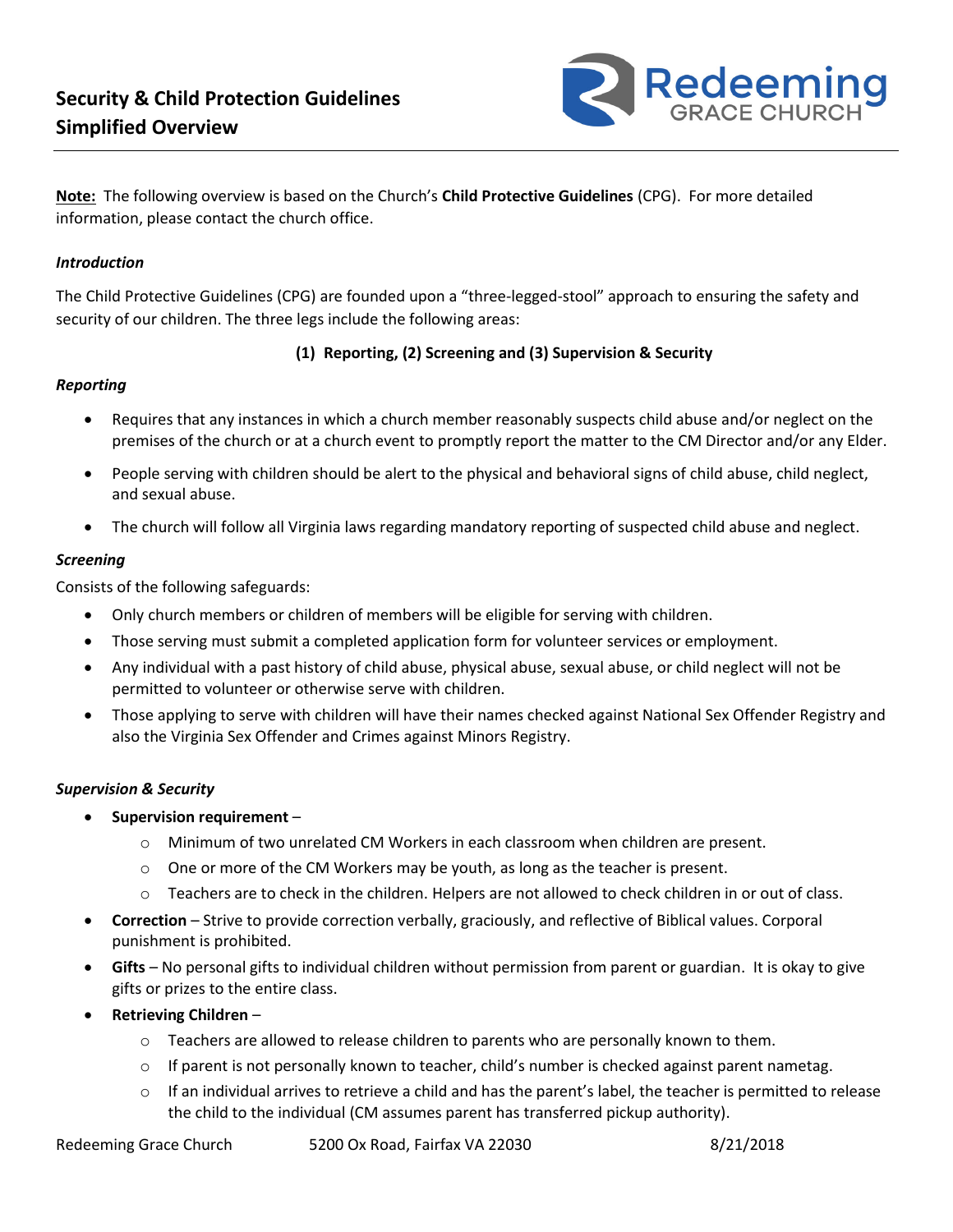# Security & Child Protection Guidelines Simplified Overview

**Redeeming GRACE CHURCH**

**Note:** The following overview is based on the Church's **Child Protective Guidelines** (CPG). For more detailed information, please contact the church office.

### *Introduction*

The Child Protective Guidelines (CPG) are founded upon a "three-legged-stool" approach to ensuring the safety and security of our children. The three legs include the following areas:

**(1) Reporting, (2) Screening and (3) Supervision & Security**

### *Reporting*

- Requires that any instances in which a church member reasonably suspects child abuse and/or neglect on the premises of the church or at a church event to promptly report the matter to the CM Director and/or any Elder.
- People serving with children should be alert to the physical and behavioral signs of child abuse, child neglect, and sexual abuse.
- The church will follow all Virginia laws regarding mandatory reporting of suspected child abuse and neglect.

### *Screening*

Consists of the following safeguards:

- Only church members or children of members will be eligible for serving with children.
- Those serving must submit a completed application form for volunteer services or employment.
- Any individual with a past history of child abuse, physical abuse, sexual abuse, or child neglect will not be permitted to volunteer or otherwise serve with children.
- Those applying to serve with children will have their names checked against National Sex Offender Registry and also the Virginia Sex Offender and Crimes against Minors Registry.

### *Supervision & Security*

- **Supervision requirement** –
  - Minimum of two unrelated CM Workers in each classroom when children are present.
  - One or more of the CM Workers may be youth, as long as the teacher is present.
  - Teachers are to check in the children. Helpers are not allowed to check children in or out of class.
- **Correction** – Strive to provide correction verbally, graciously, and reflective of Biblical values. Corporal punishment is prohibited.
- **Gifts** – No personal gifts to individual children without permission from parent or guardian. It is okay to give gifts or prizes to the entire class.
- **Retrieving Children** –
  - Teachers are allowed to release children to parents who are personally known to them.
  - If parent is not personally known to teacher, child's number is checked against parent nametag.
  - If an individual arrives to retrieve a child and has the parent's label, the teacher is permitted to release the child to the individual (CM assumes parent has transferred pickup authority).

Redeeming Grace Church 5200 Ox Road, Fairfax VA 22030 8/21/2018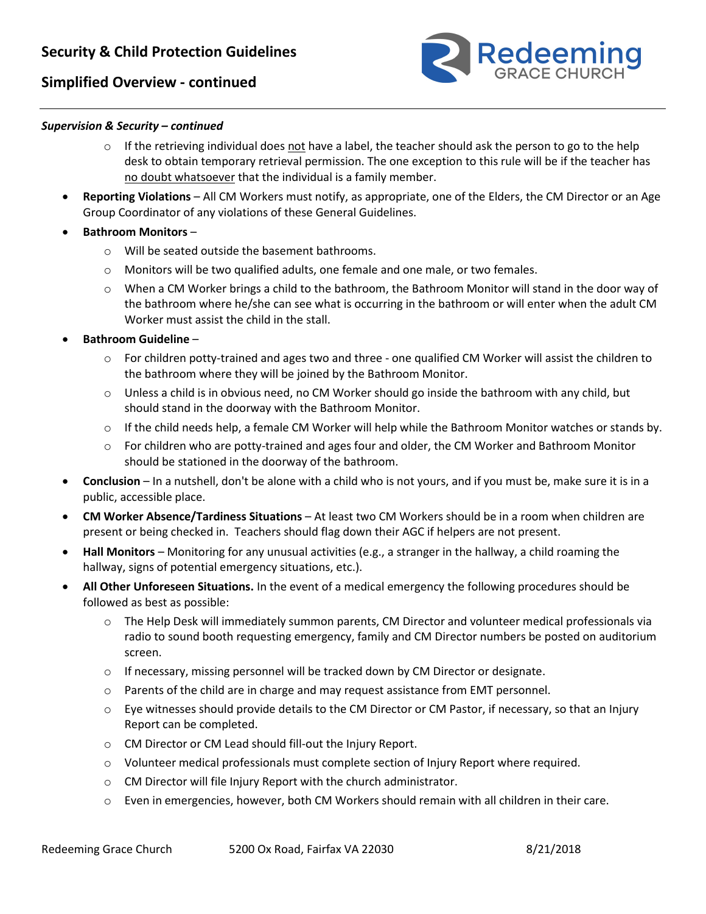### *Supervision & Security – continued*

  - If the retrieving individual does <u>not</u> have a label, the teacher should ask the person to go to the help desk to obtain temporary retrieval permission. The one exception to this rule will be if the teacher has <u>no doubt whatsoever</u> that the individual is a family member.
- **Reporting Violations** – All CM Workers must notify, as appropriate, one of the Elders, the CM Director or an Age Group Coordinator of any violations of these General Guidelines.
- **Bathroom Monitors** –
  - Will be seated outside the basement bathrooms.
  - Monitors will be two qualified adults, one female and one male, or two females.
  - When a CM Worker brings a child to the bathroom, the Bathroom Monitor will stand in the door way of the bathroom where he/she can see what is occurring in the bathroom or will enter when the adult CM Worker must assist the child in the stall.
- **Bathroom Guideline** –
  - For children potty-trained and ages two and three - one qualified CM Worker will assist the children to the bathroom where they will be joined by the Bathroom Monitor.
  - Unless a child is in obvious need, no CM Worker should go inside the bathroom with any child, but should stand in the doorway with the Bathroom Monitor.
  - If the child needs help, a female CM Worker will help while the Bathroom Monitor watches or stands by.
  - For children who are potty-trained and ages four and older, the CM Worker and Bathroom Monitor should be stationed in the doorway of the bathroom.
- **Conclusion** – In a nutshell, don't be alone with a child who is not yours, and if you must be, make sure it is in a public, accessible place.
- **CM Worker Absence/Tardiness Situations** – At least two CM Workers should be in a room when children are present or being checked in. Teachers should flag down their AGC if helpers are not present.
- **Hall Monitors** – Monitoring for any unusual activities (e.g., a stranger in the hallway, a child roaming the hallway, signs of potential emergency situations, etc.).
- **All Other Unforeseen Situations.** In the event of a medical emergency the following procedures should be followed as best as possible:
  - The Help Desk will immediately summon parents, CM Director and volunteer medical professionals via radio to sound booth requesting emergency, family and CM Director numbers be posted on auditorium screen.
  - If necessary, missing personnel will be tracked down by CM Director or designate.
  - Parents of the child are in charge and may request assistance from EMT personnel.
  - Eye witnesses should provide details to the CM Director or CM Pastor, if necessary, so that an Injury Report can be completed.
  - CM Director or CM Lead should fill-out the Injury Report.
  - Volunteer medical professionals must complete section of Injury Report where required.
  - CM Director will file Injury Report with the church administrator.
  - Even in emergencies, however, both CM Workers should remain with all children in their care.